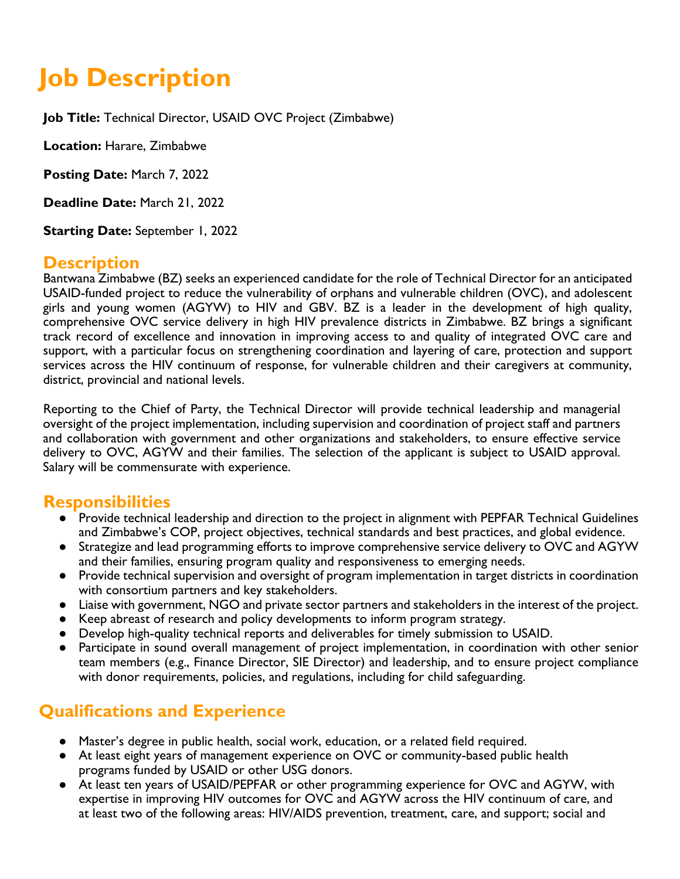# Job Description

**Job Title:** Technical Director, USAID OVC Project (Zimbabwe)

**Location:** Harare, Zimbabwe

**Posting Date:** March 7, 2022

**Deadline Date:** March 21, 2022

**Starting Date:** September 1, 2022

## Description

Bantwana Zimbabwe (BZ) seeks an experienced candidate for the role of Technical Director for an anticipated USAID-funded project to reduce the vulnerability of orphans and vulnerable children (OVC), and adolescent girls and young women (AGYW) to HIV and GBV. BZ is a leader in the development of high quality, comprehensive OVC service delivery in high HIV prevalence districts in Zimbabwe. BZ brings a significant track record of excellence and innovation in improving access to and quality of integrated OVC care and support, with a particular focus on strengthening coordination and layering of care, protection and support services across the HIV continuum of response, for vulnerable children and their caregivers at community, district, provincial and national levels.

Reporting to the Chief of Party, the Technical Director will provide technical leadership and managerial oversight of the project implementation, including supervision and coordination of project staff and partners and collaboration with government and other organizations and stakeholders, to ensure effective service delivery to OVC, AGYW and their families. The selection of the applicant is subject to USAID approval. Salary will be commensurate with experience.

## Responsibilities

- Provide technical leadership and direction to the project in alignment with PEPFAR Technical Guidelines and Zimbabwe's COP, project objectives, technical standards and best practices, and global evidence.
- Strategize and lead programming efforts to improve comprehensive service delivery to OVC and AGYW and their families, ensuring program quality and responsiveness to emerging needs.
- Provide technical supervision and oversight of program implementation in target districts in coordination with consortium partners and key stakeholders.
- Liaise with government, NGO and private sector partners and stakeholders in the interest of the project.
- Keep abreast of research and policy developments to inform program strategy.
- Develop high-quality technical reports and deliverables for timely submission to USAID.
- Participate in sound overall management of project implementation, in coordination with other senior team members (e.g., Finance Director, SIE Director) and leadership, and to ensure project compliance with donor requirements, policies, and regulations, including for child safeguarding.

## Qualifications and Experience

- Master's degree in public health, social work, education, or a related field required.
- At least eight years of management experience on OVC or community-based public health programs funded by USAID or other USG donors.
- At least ten years of USAID/PEPFAR or other programming experience for OVC and AGYW, with expertise in improving HIV outcomes for OVC and AGYW across the HIV continuum of care, and at least two of the following areas: HIV/AIDS prevention, treatment, care, and support; social and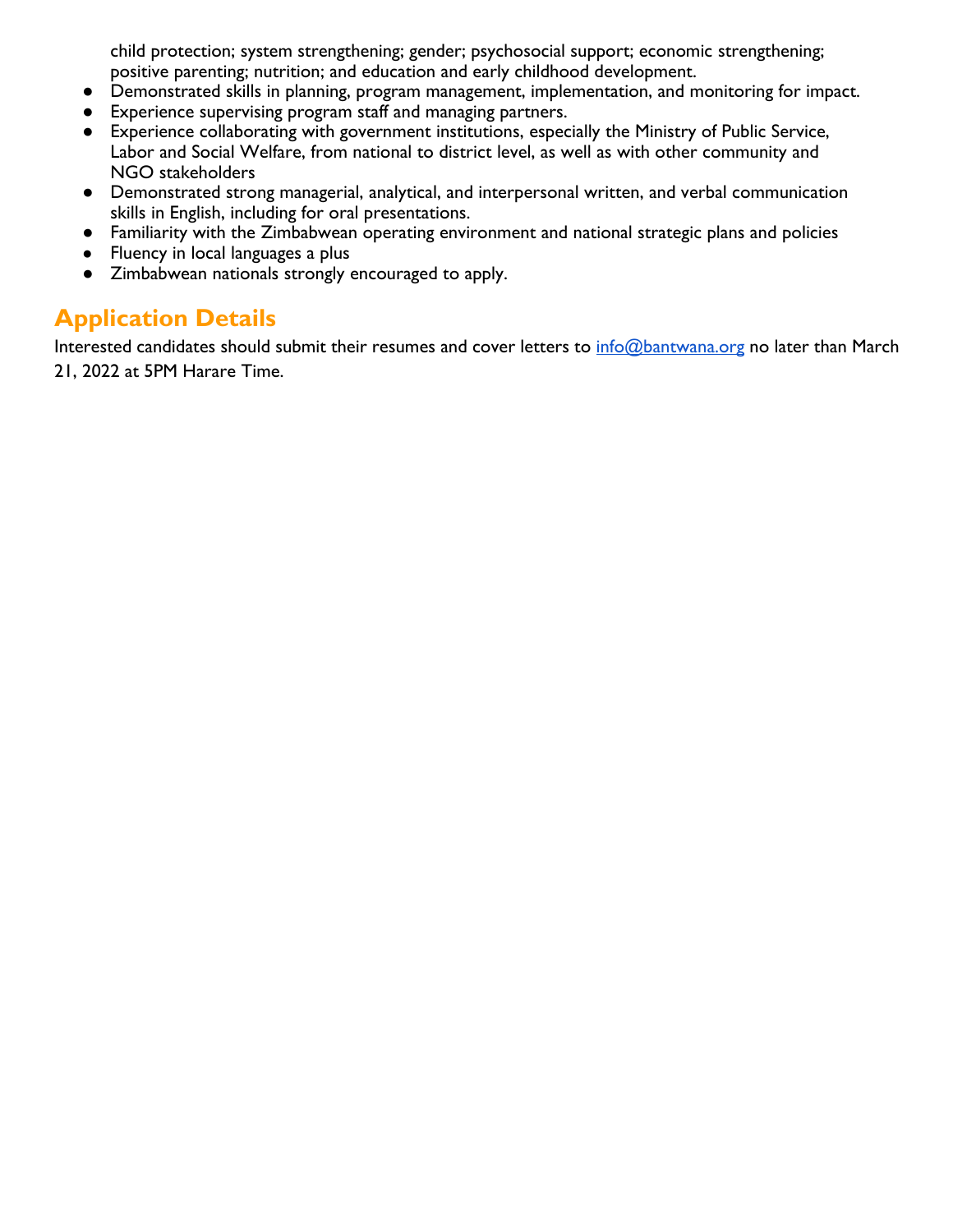child protection; system strengthening; gender; psychosocial support; economic strengthening; positive parenting; nutrition; and education and early childhood development.

- Demonstrated skills in planning, program management, implementation, and monitoring for impact.
- Experience supervising program staff and managing partners.
- Experience collaborating with government institutions, especially the Ministry of Public Service, Labor and Social Welfare, from national to district level, as well as with other community and NGO stakeholders
- Demonstrated strong managerial, analytical, and interpersonal written, and verbal communication skills in English, including for oral presentations.
- Familiarity with the Zimbabwean operating environment and national strategic plans and policies
- Fluency in local languages a plus
- Zimbabwean nationals strongly encouraged to apply.

## Application Details

Interested candidates should submit their resumes and cover letters to info@bantwana.org no later than March 21, 2022 at 5PM Harare Time.